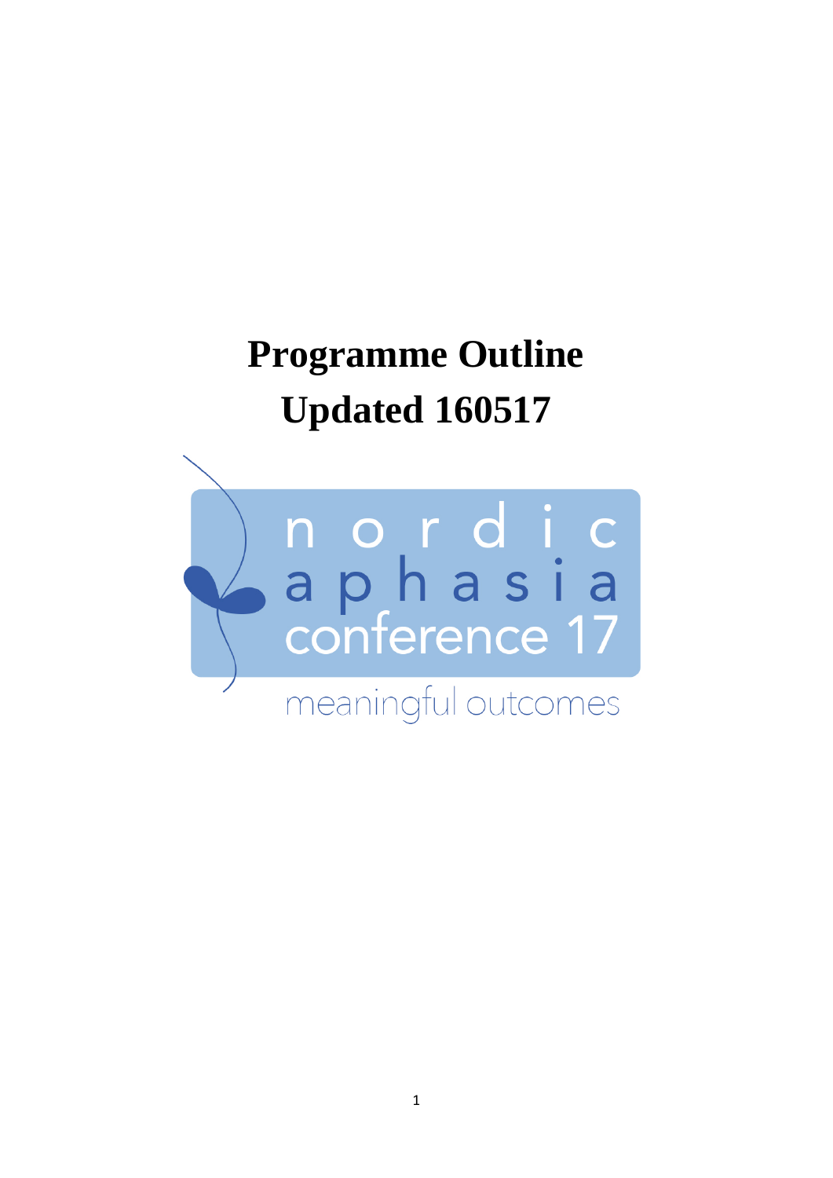# Programme Outline
# Updated 160517

nordic aphasia conference 17

meaningful outcomes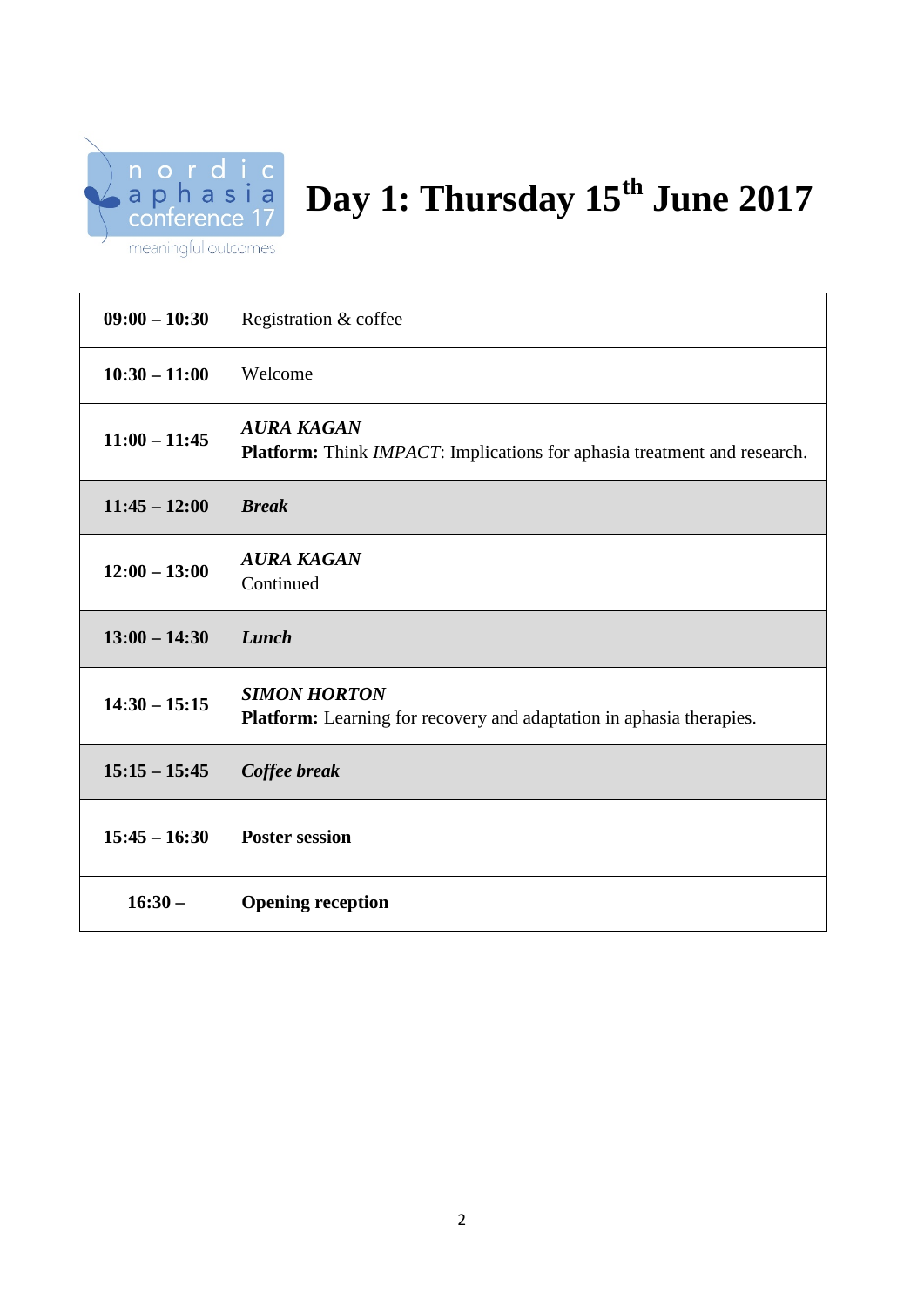# Day 1: Thursday 15th June 2017

| | |
|---|---|
| **09:00 – 10:30** | Registration & coffee |
| **10:30 – 11:00** | Welcome |
| **11:00 – 11:45** | ***AURA KAGAN*** <br> **Platform:** Think *IMPACT*: Implications for aphasia treatment and research. |
| **11:45 – 12:00** | ***Break*** |
| **12:00 – 13:00** | ***AURA KAGAN*** <br> Continued |
| **13:00 – 14:30** | ***Lunch*** |
| **14:30 – 15:15** | ***SIMON HORTON*** <br> **Platform:** Learning for recovery and adaptation in aphasia therapies. |
| **15:15 – 15:45** | ***Coffee break*** |
| **15:45 – 16:30** | **Poster session** |
| **16:30 –** | **Opening reception** |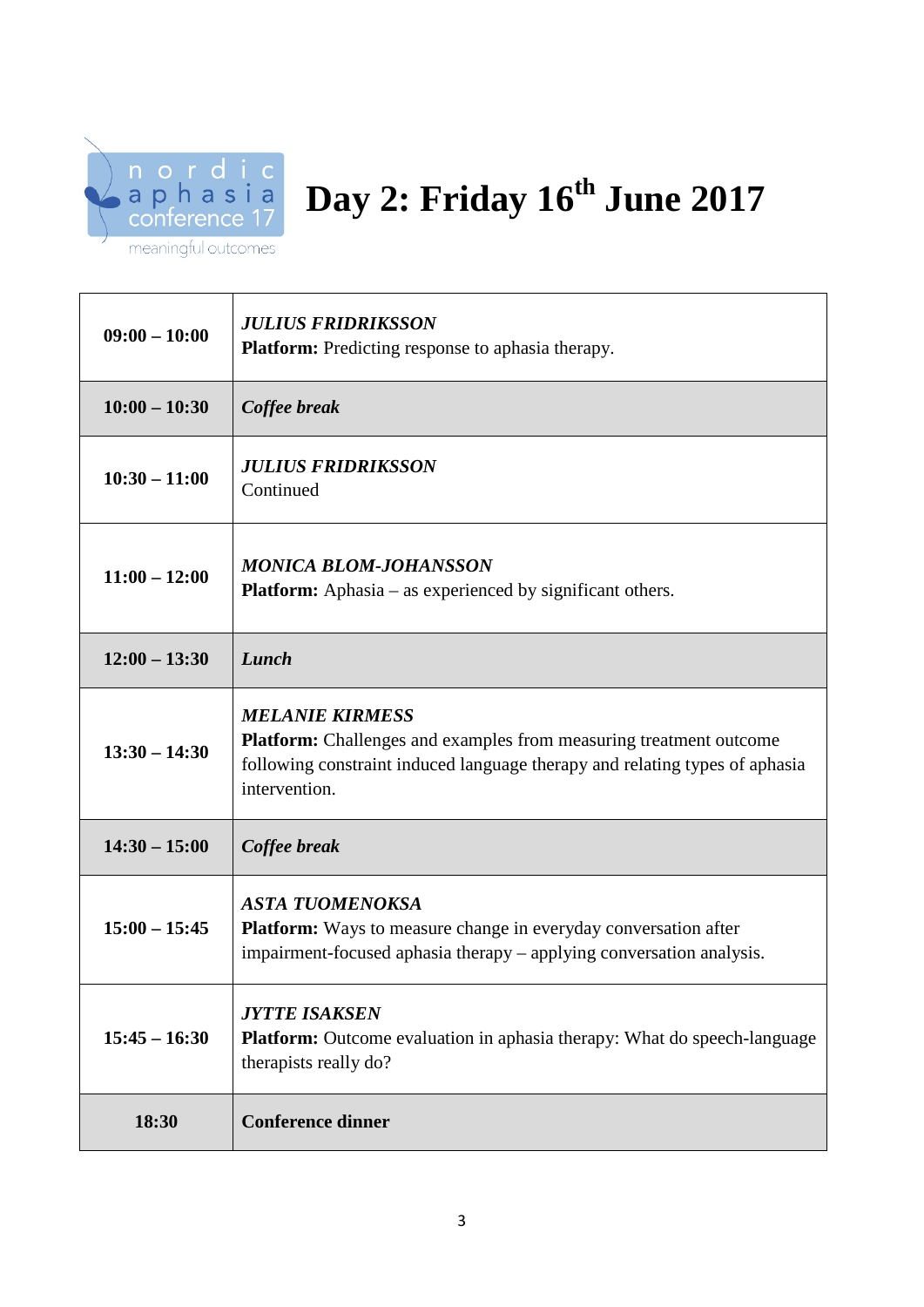nordic aphasia conference 17

meaningful outcomes

# Day 2: Friday 16th June 2017

| | |
|---|---|
| **09:00 – 10:00** | ***JULIUS FRIDRIKSSON***<br>**Platform:** Predicting response to aphasia therapy. |
| **10:00 – 10:30** | ***Coffee break*** |
| **10:30 – 11:00** | ***JULIUS FRIDRIKSSON***<br>Continued |
| **11:00 – 12:00** | ***MONICA BLOM-JOHANSSON***<br>**Platform:** Aphasia – as experienced by significant others. |
| **12:00 – 13:30** | ***Lunch*** |
| **13:30 – 14:30** | ***MELANIE KIRMESS***<br>**Platform:** Challenges and examples from measuring treatment outcome following constraint induced language therapy and relating types of aphasia intervention. |
| **14:30 – 15:00** | ***Coffee break*** |
| **15:00 – 15:45** | ***ASTA TUOMENOKSA***<br>**Platform:** Ways to measure change in everyday conversation after impairment-focused aphasia therapy – applying conversation analysis. |
| **15:45 – 16:30** | ***JYTTE ISAKSEN***<br>**Platform:** Outcome evaluation in aphasia therapy: What do speech-language therapists really do? |
| **18:30** | **Conference dinner** |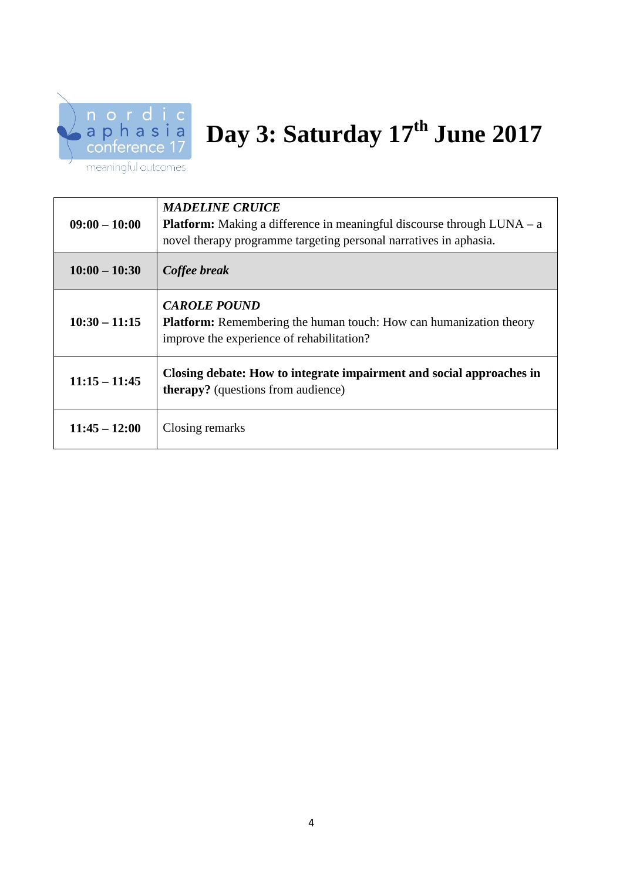nordic aphasia conference 17

meaningful outcomes

# Day 3: Saturday 17th June 2017

| | |
|---|---|
| **09:00 – 10:00** | ***MADELINE CRUICE*** **Platform:** Making a difference in meaningful discourse through LUNA – a novel therapy programme targeting personal narratives in aphasia. |
| **10:00 – 10:30** | ***Coffee break*** |
| **10:30 – 11:15** | ***CAROLE POUND*** **Platform:** Remembering the human touch: How can humanization theory improve the experience of rehabilitation? |
| **11:15 – 11:45** | **Closing debate: How to integrate impairment and social approaches in therapy?** (questions from audience) |
| **11:45 – 12:00** | Closing remarks |